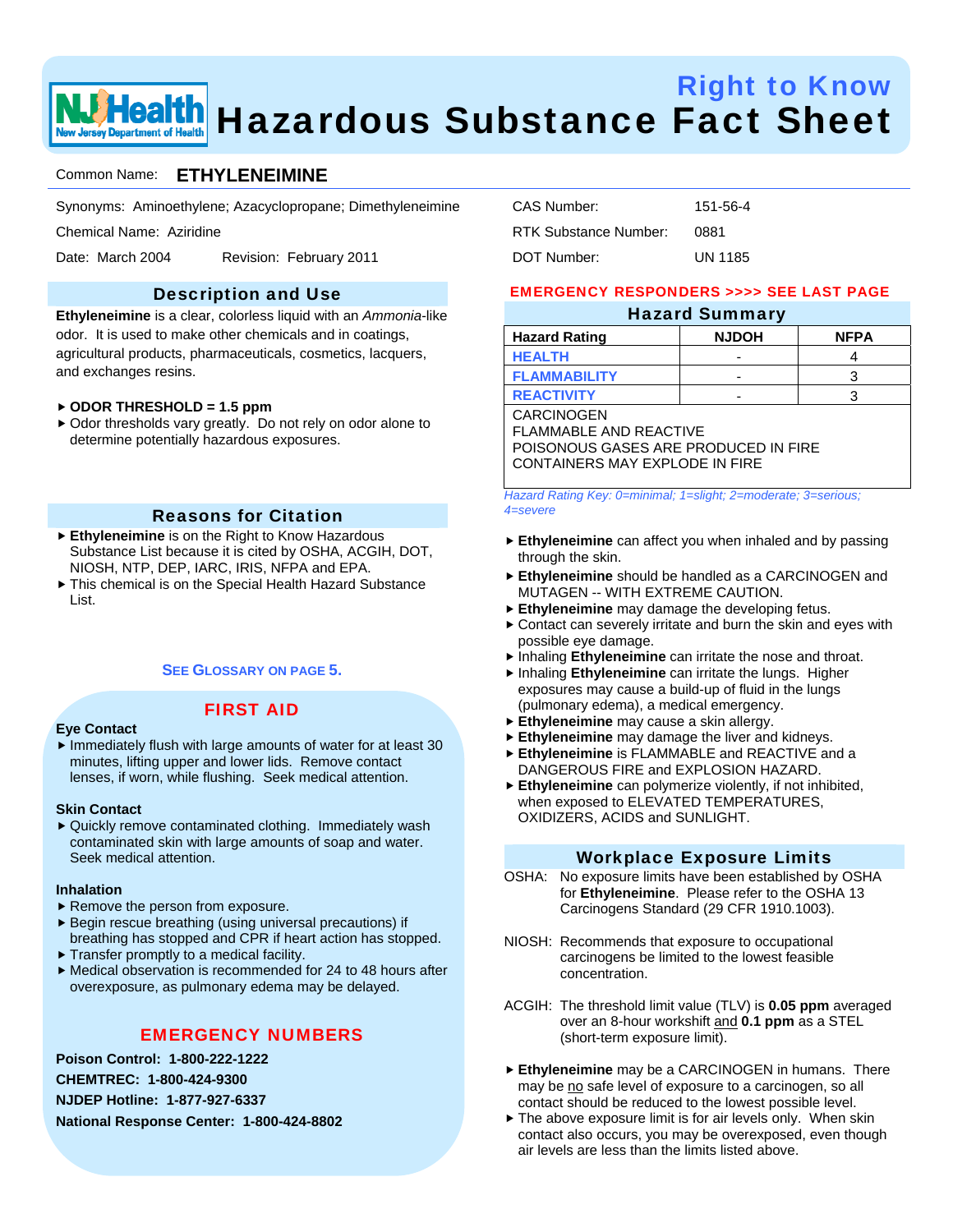# Right to Know

# Hazardous Substance Fact Sheet

Common Name: **ETHYLENEIMINE**

Synonyms: Aminoethylene; Azacyclopropane; Dimethyleneimine

Chemical Name: Aziridine

Date: March 2004 Revision: February 2011

CAS Number: 151-56-4

RTK Substance Number: 0881

DOT Number: UN 1185

## Description and Use

**Ethyleneimine** is a clear, colorless liquid with an *Ammonia*-like odor. It is used to make other chemicals and in coatings, agricultural products, pharmaceuticals, cosmetics, lacquers, and exchanges resins.

- **ODOR THRESHOLD = 1.5 ppm**
- Odor thresholds vary greatly. Do not rely on odor alone to determine potentially hazardous exposures.

## Reasons for Citation

- **Ethyleneimine** is on the Right to Know Hazardous Substance List because it is cited by OSHA, ACGIH, DOT, NIOSH, NTP, DEP, IARC, IRIS, NFPA and EPA.
- This chemical is on the Special Health Hazard Substance List.

**SEE GLOSSARY ON PAGE 5.**

## FIRST AID

**Eye Contact**

- Immediately flush with large amounts of water for at least 30 minutes, lifting upper and lower lids. Remove contact lenses, if worn, while flushing. Seek medical attention.

**Skin Contact**

- Quickly remove contaminated clothing. Immediately wash contaminated skin with large amounts of soap and water. Seek medical attention.

**Inhalation**

- Remove the person from exposure.
- Begin rescue breathing (using universal precautions) if breathing has stopped and CPR if heart action has stopped.
- Transfer promptly to a medical facility.
- Medical observation is recommended for 24 to 48 hours after overexposure, as pulmonary edema may be delayed.

## EMERGENCY NUMBERS

**Poison Control: 1-800-222-1222**

**CHEMTREC: 1-800-424-9300**

**NJDEP Hotline: 1-877-927-6337**

**National Response Center: 1-800-424-8802**

**EMERGENCY RESPONDERS >>>> SEE LAST PAGE**

## Hazard Summary

| Hazard Rating | NJDOH | NFPA |
|---|---|---|
| HEALTH | - | 4 |
| FLAMMABILITY | - | 3 |
| REACTIVITY | - | 3 |

CARCINOGEN
FLAMMABLE AND REACTIVE
POISONOUS GASES ARE PRODUCED IN FIRE
CONTAINERS MAY EXPLODE IN FIRE

*Hazard Rating Key: 0=minimal; 1=slight; 2=moderate; 3=serious; 4=severe*

- **Ethyleneimine** can affect you when inhaled and by passing through the skin.
- **Ethyleneimine** should be handled as a CARCINOGEN and MUTAGEN -- WITH EXTREME CAUTION.
- **Ethyleneimine** may damage the developing fetus.
- Contact can severely irritate and burn the skin and eyes with possible eye damage.
- Inhaling **Ethyleneimine** can irritate the nose and throat.
- Inhaling **Ethyleneimine** can irritate the lungs. Higher exposures may cause a build-up of fluid in the lungs (pulmonary edema), a medical emergency.
- **Ethyleneimine** may cause a skin allergy.
- **Ethyleneimine** may damage the liver and kidneys.
- **Ethyleneimine** is FLAMMABLE and REACTIVE and a DANGEROUS FIRE and EXPLOSION HAZARD.
- **Ethyleneimine** can polymerize violently, if not inhibited, when exposed to ELEVATED TEMPERATURES, OXIDIZERS, ACIDS and SUNLIGHT.

## Workplace Exposure Limits

OSHA: No exposure limits have been established by OSHA for **Ethyleneimine**. Please refer to the OSHA 13 Carcinogens Standard (29 CFR 1910.1003).

NIOSH: Recommends that exposure to occupational carcinogens be limited to the lowest feasible concentration.

ACGIH: The threshold limit value (TLV) is **0.05 ppm** averaged over an 8-hour workshift and **0.1 ppm** as a STEL (short-term exposure limit).

- **Ethyleneimine** may be a CARCINOGEN in humans. There may be no safe level of exposure to a carcinogen, so all contact should be reduced to the lowest possible level.
- The above exposure limit is for air levels only. When skin contact also occurs, you may be overexposed, even though air levels are less than the limits listed above.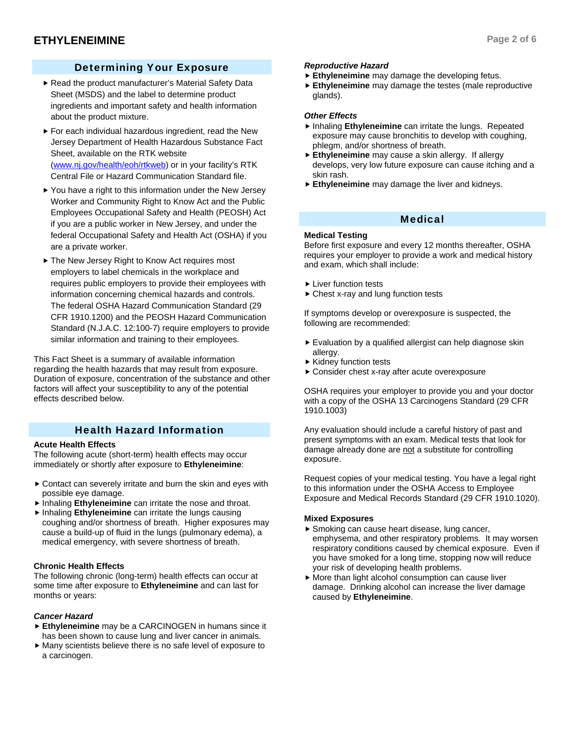## Determining Your Exposure

- Read the product manufacturer's Material Safety Data Sheet (MSDS) and the label to determine product ingredients and important safety and health information about the product mixture.
- For each individual hazardous ingredient, read the New Jersey Department of Health Hazardous Substance Fact Sheet, available on the RTK website ([www.nj.gov/health/eoh/rtkweb](www.nj.gov/health/eoh/rtkweb)) or in your facility's RTK Central File or Hazard Communication Standard file.
- You have a right to this information under the New Jersey Worker and Community Right to Know Act and the Public Employees Occupational Safety and Health (PEOSH) Act if you are a public worker in New Jersey, and under the federal Occupational Safety and Health Act (OSHA) if you are a private worker.
- The New Jersey Right to Know Act requires most employers to label chemicals in the workplace and requires public employers to provide their employees with information concerning chemical hazards and controls. The federal OSHA Hazard Communication Standard (29 CFR 1910.1200) and the PEOSH Hazard Communication Standard (N.J.A.C. 12:100-7) require employers to provide similar information and training to their employees.

This Fact Sheet is a summary of available information regarding the health hazards that may result from exposure. Duration of exposure, concentration of the substance and other factors will affect your susceptibility to any of the potential effects described below.

## Health Hazard Information

**Acute Health Effects**

The following acute (short-term) health effects may occur immediately or shortly after exposure to **Ethyleneimine**:

- Contact can severely irritate and burn the skin and eyes with possible eye damage.
- Inhaling **Ethyleneimine** can irritate the nose and throat.
- Inhaling **Ethyleneimine** can irritate the lungs causing coughing and/or shortness of breath. Higher exposures may cause a build-up of fluid in the lungs (pulmonary edema), a medical emergency, with severe shortness of breath.

**Chronic Health Effects**

The following chronic (long-term) health effects can occur at some time after exposure to **Ethyleneimine** and can last for months or years:

***Cancer Hazard***

- **Ethyleneimine** may be a CARCINOGEN in humans since it has been shown to cause lung and liver cancer in animals.
- Many scientists believe there is no safe level of exposure to a carcinogen.

***Reproductive Hazard***

- **Ethyleneimine** may damage the developing fetus.
- **Ethyleneimine** may damage the testes (male reproductive glands).

***Other Effects***

- Inhaling **Ethyleneimine** can irritate the lungs. Repeated exposure may cause bronchitis to develop with coughing, phlegm, and/or shortness of breath.
- **Ethyleneimine** may cause a skin allergy. If allergy develops, very low future exposure can cause itching and a skin rash.
- **Ethyleneimine** may damage the liver and kidneys.

## Medical

**Medical Testing**

Before first exposure and every 12 months thereafter, OSHA requires your employer to provide a work and medical history and exam, which shall include:

- Liver function tests
- Chest x-ray and lung function tests

If symptoms develop or overexposure is suspected, the following are recommended:

- Evaluation by a qualified allergist can help diagnose skin allergy.
- Kidney function tests
- Consider chest x-ray after acute overexposure

OSHA requires your employer to provide you and your doctor with a copy of the OSHA 13 Carcinogens Standard (29 CFR 1910.1003)

Any evaluation should include a careful history of past and present symptoms with an exam. Medical tests that look for damage already done are <u>not</u> a substitute for controlling exposure.

Request copies of your medical testing. You have a legal right to this information under the OSHA Access to Employee Exposure and Medical Records Standard (29 CFR 1910.1020).

**Mixed Exposures**

- Smoking can cause heart disease, lung cancer, emphysema, and other respiratory problems. It may worsen respiratory conditions caused by chemical exposure. Even if you have smoked for a long time, stopping now will reduce your risk of developing health problems.
- More than light alcohol consumption can cause liver damage. Drinking alcohol can increase the liver damage caused by **Ethyleneimine**.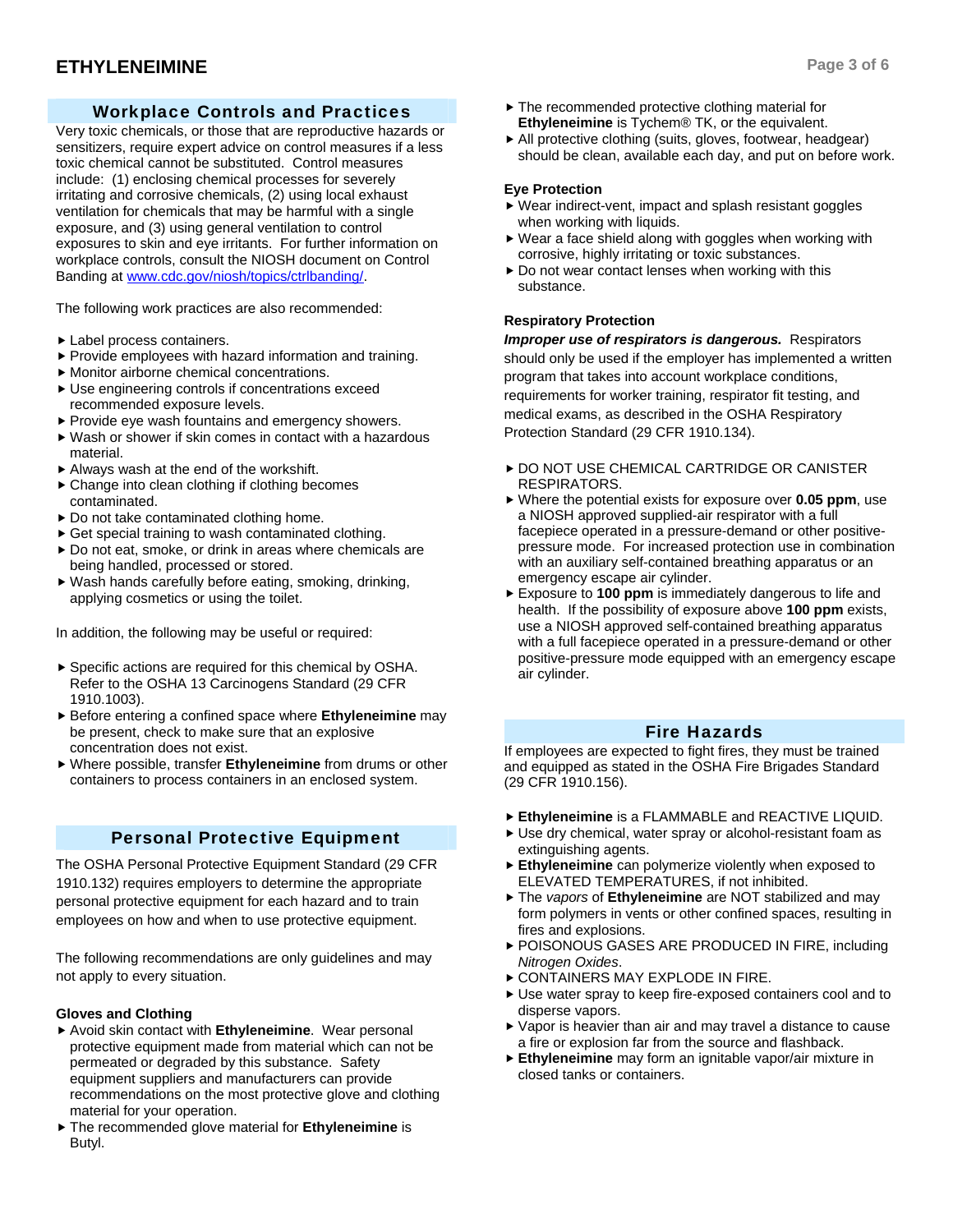## Workplace Controls and Practices

Very toxic chemicals, or those that are reproductive hazards or sensitizers, require expert advice on control measures if a less toxic chemical cannot be substituted. Control measures include: (1) enclosing chemical processes for severely irritating and corrosive chemicals, (2) using local exhaust ventilation for chemicals that may be harmful with a single exposure, and (3) using general ventilation to control exposures to skin and eye irritants. For further information on workplace controls, consult the NIOSH document on Control Banding at www.cdc.gov/niosh/topics/ctrlbanding/.

The following work practices are also recommended:

- Label process containers.
- Provide employees with hazard information and training.
- Monitor airborne chemical concentrations.
- Use engineering controls if concentrations exceed recommended exposure levels.
- Provide eye wash fountains and emergency showers.
- Wash or shower if skin comes in contact with a hazardous material.
- Always wash at the end of the workshift.
- Change into clean clothing if clothing becomes contaminated.
- Do not take contaminated clothing home.
- Get special training to wash contaminated clothing.
- Do not eat, smoke, or drink in areas where chemicals are being handled, processed or stored.
- Wash hands carefully before eating, smoking, drinking, applying cosmetics or using the toilet.

In addition, the following may be useful or required:

- Specific actions are required for this chemical by OSHA. Refer to the OSHA 13 Carcinogens Standard (29 CFR 1910.1003).
- Before entering a confined space where **Ethyleneimine** may be present, check to make sure that an explosive concentration does not exist.
- Where possible, transfer **Ethyleneimine** from drums or other containers to process containers in an enclosed system.

## Personal Protective Equipment

The OSHA Personal Protective Equipment Standard (29 CFR 1910.132) requires employers to determine the appropriate personal protective equipment for each hazard and to train employees on how and when to use protective equipment.

The following recommendations are only guidelines and may not apply to every situation.

### Gloves and Clothing

- Avoid skin contact with **Ethyleneimine**. Wear personal protective equipment made from material which can not be permeated or degraded by this substance. Safety equipment suppliers and manufacturers can provide recommendations on the most protective glove and clothing material for your operation.
- The recommended glove material for **Ethyleneimine** is Butyl.
- The recommended protective clothing material for **Ethyleneimine** is Tychem® TK, or the equivalent.
- All protective clothing (suits, gloves, footwear, headgear) should be clean, available each day, and put on before work.

### Eye Protection

- Wear indirect-vent, impact and splash resistant goggles when working with liquids.
- Wear a face shield along with goggles when working with corrosive, highly irritating or toxic substances.
- Do not wear contact lenses when working with this substance.

### Respiratory Protection

***Improper use of respirators is dangerous.*** Respirators should only be used if the employer has implemented a written program that takes into account workplace conditions, requirements for worker training, respirator fit testing, and medical exams, as described in the OSHA Respiratory Protection Standard (29 CFR 1910.134).

- DO NOT USE CHEMICAL CARTRIDGE OR CANISTER RESPIRATORS.
- Where the potential exists for exposure over **0.05 ppm**, use a NIOSH approved supplied-air respirator with a full facepiece operated in a pressure-demand or other positive-pressure mode. For increased protection use in combination with an auxiliary self-contained breathing apparatus or an emergency escape air cylinder.
- Exposure to **100 ppm** is immediately dangerous to life and health. If the possibility of exposure above **100 ppm** exists, use a NIOSH approved self-contained breathing apparatus with a full facepiece operated in a pressure-demand or other positive-pressure mode equipped with an emergency escape air cylinder.

## Fire Hazards

If employees are expected to fight fires, they must be trained and equipped as stated in the OSHA Fire Brigades Standard (29 CFR 1910.156).

- **Ethyleneimine** is a FLAMMABLE and REACTIVE LIQUID.
- Use dry chemical, water spray or alcohol-resistant foam as extinguishing agents.
- **Ethyleneimine** can polymerize violently when exposed to ELEVATED TEMPERATURES, if not inhibited.
- The *vapors* of **Ethyleneimine** are NOT stabilized and may form polymers in vents or other confined spaces, resulting in fires and explosions.
- POISONOUS GASES ARE PRODUCED IN FIRE, including *Nitrogen Oxides*.
- CONTAINERS MAY EXPLODE IN FIRE.
- Use water spray to keep fire-exposed containers cool and to disperse vapors.
- Vapor is heavier than air and may travel a distance to cause a fire or explosion far from the source and flashback.
- **Ethyleneimine** may form an ignitable vapor/air mixture in closed tanks or containers.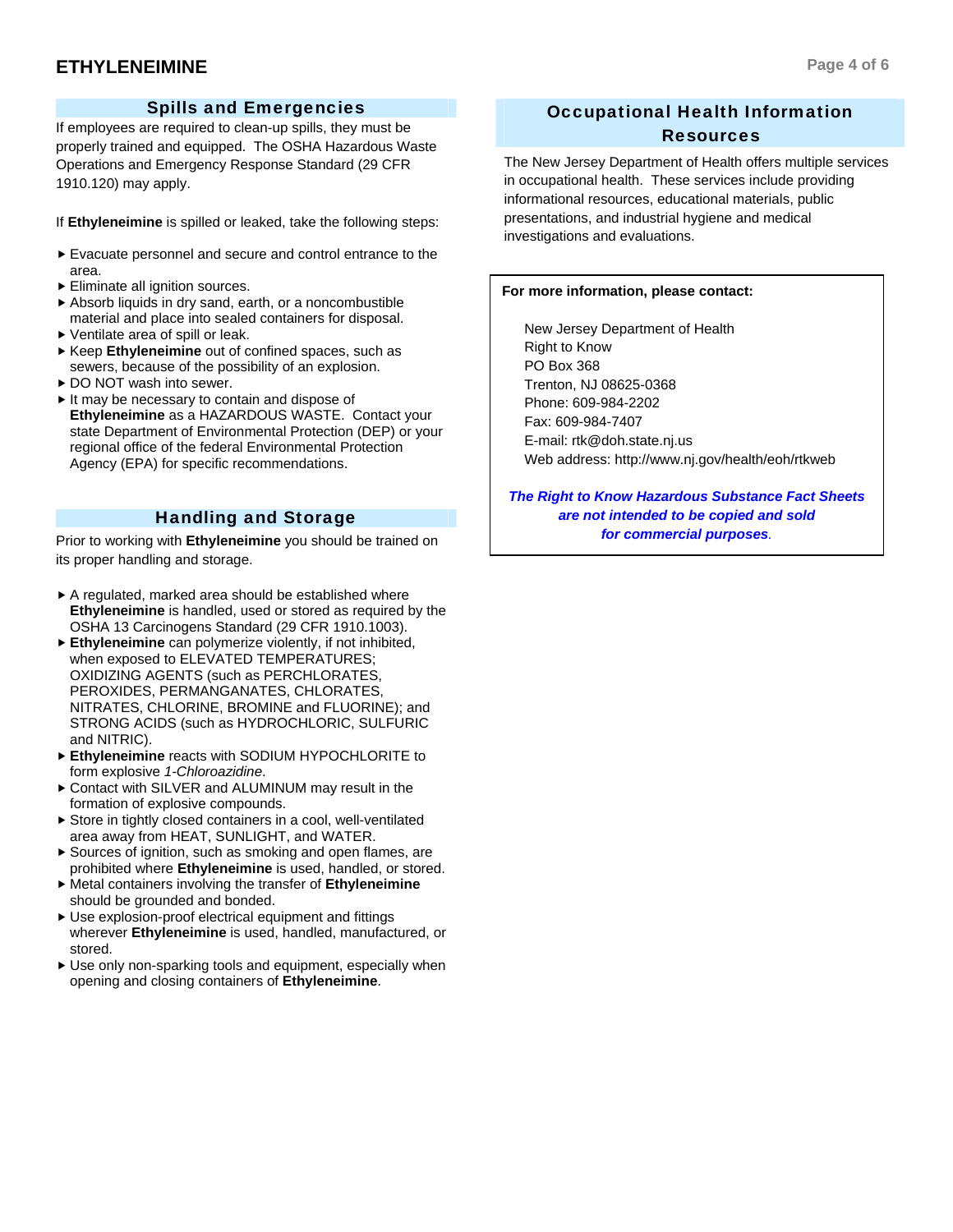## Spills and Emergencies

If employees are required to clean-up spills, they must be properly trained and equipped. The OSHA Hazardous Waste Operations and Emergency Response Standard (29 CFR 1910.120) may apply.

If **Ethyleneimine** is spilled or leaked, take the following steps:

- Evacuate personnel and secure and control entrance to the area.
- Eliminate all ignition sources.
- Absorb liquids in dry sand, earth, or a noncombustible material and place into sealed containers for disposal.
- Ventilate area of spill or leak.
- Keep **Ethyleneimine** out of confined spaces, such as sewers, because of the possibility of an explosion.
- DO NOT wash into sewer.
- It may be necessary to contain and dispose of **Ethyleneimine** as a HAZARDOUS WASTE. Contact your state Department of Environmental Protection (DEP) or your regional office of the federal Environmental Protection Agency (EPA) for specific recommendations.

## Handling and Storage

Prior to working with **Ethyleneimine** you should be trained on its proper handling and storage.

- A regulated, marked area should be established where **Ethyleneimine** is handled, used or stored as required by the OSHA 13 Carcinogens Standard (29 CFR 1910.1003).
- **Ethyleneimine** can polymerize violently, if not inhibited, when exposed to ELEVATED TEMPERATURES; OXIDIZING AGENTS (such as PERCHLORATES, PEROXIDES, PERMANGANATES, CHLORATES, NITRATES, CHLORINE, BROMINE and FLUORINE); and STRONG ACIDS (such as HYDROCHLORIC, SULFURIC and NITRIC).
- **Ethyleneimine** reacts with SODIUM HYPOCHLORITE to form explosive *1-Chloroazidine*.
- Contact with SILVER and ALUMINUM may result in the formation of explosive compounds.
- Store in tightly closed containers in a cool, well-ventilated area away from HEAT, SUNLIGHT, and WATER.
- Sources of ignition, such as smoking and open flames, are prohibited where **Ethyleneimine** is used, handled, or stored.
- Metal containers involving the transfer of **Ethyleneimine** should be grounded and bonded.
- Use explosion-proof electrical equipment and fittings wherever **Ethyleneimine** is used, handled, manufactured, or stored.
- Use only non-sparking tools and equipment, especially when opening and closing containers of **Ethyleneimine**.

## Occupational Health Information Resources

The New Jersey Department of Health offers multiple services in occupational health. These services include providing informational resources, educational materials, public presentations, and industrial hygiene and medical investigations and evaluations.

**For more information, please contact:**

New Jersey Department of Health
Right to Know
PO Box 368
Trenton, NJ 08625-0368
Phone: 609-984-2202
Fax: 609-984-7407
E-mail: rtk@doh.state.nj.us
Web address: http://www.nj.gov/health/eoh/rtkweb

***The Right to Know Hazardous Substance Fact Sheets are not intended to be copied and sold for commercial purposes.***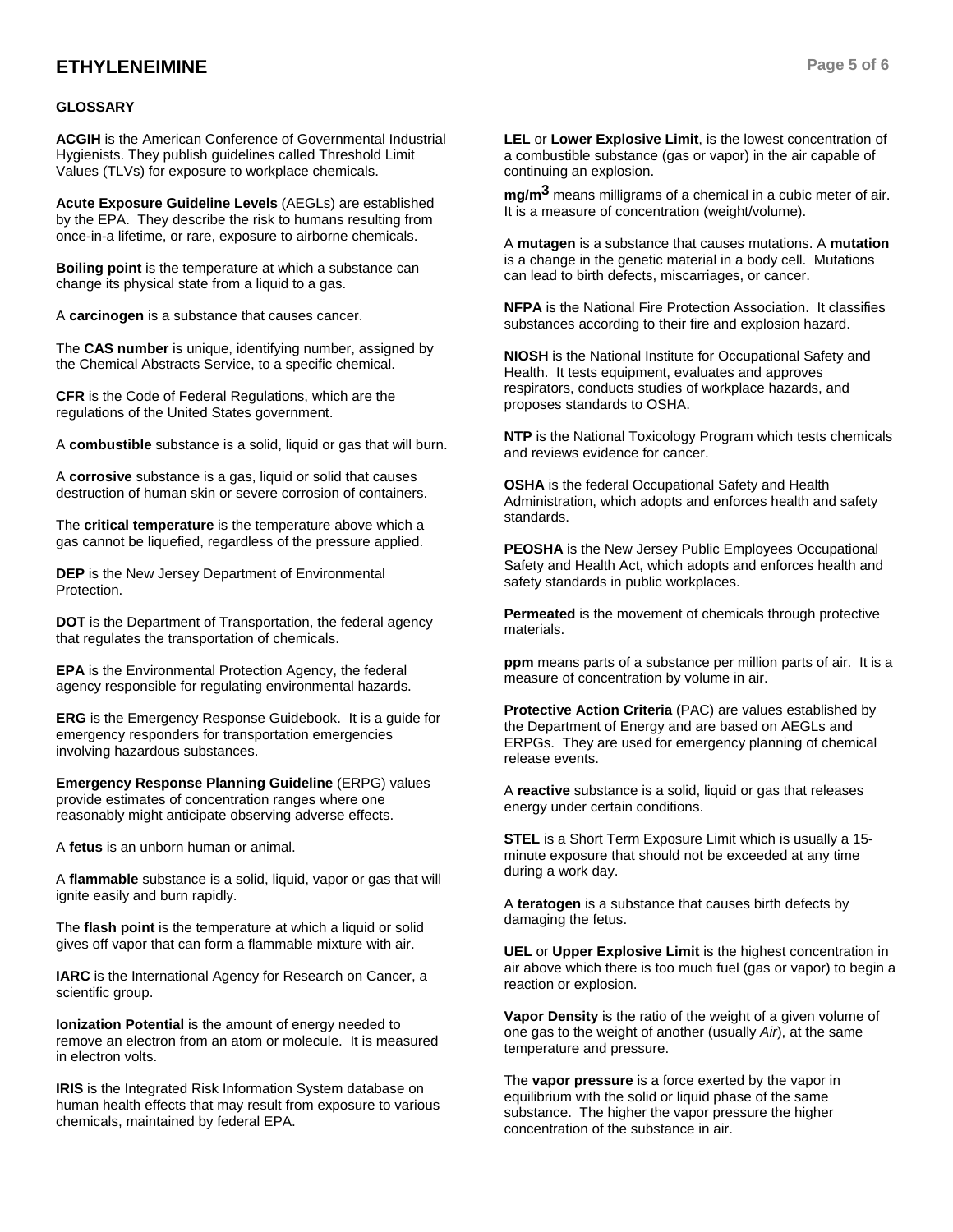## GLOSSARY

**ACGIH** is the American Conference of Governmental Industrial Hygienists. They publish guidelines called Threshold Limit Values (TLVs) for exposure to workplace chemicals.

**Acute Exposure Guideline Levels** (AEGLs) are established by the EPA. They describe the risk to humans resulting from once-in-a lifetime, or rare, exposure to airborne chemicals.

**Boiling point** is the temperature at which a substance can change its physical state from a liquid to a gas.

A **carcinogen** is a substance that causes cancer.

The **CAS number** is unique, identifying number, assigned by the Chemical Abstracts Service, to a specific chemical.

**CFR** is the Code of Federal Regulations, which are the regulations of the United States government.

A **combustible** substance is a solid, liquid or gas that will burn.

A **corrosive** substance is a gas, liquid or solid that causes destruction of human skin or severe corrosion of containers.

The **critical temperature** is the temperature above which a gas cannot be liquefied, regardless of the pressure applied.

**DEP** is the New Jersey Department of Environmental Protection.

**DOT** is the Department of Transportation, the federal agency that regulates the transportation of chemicals.

**EPA** is the Environmental Protection Agency, the federal agency responsible for regulating environmental hazards.

**ERG** is the Emergency Response Guidebook. It is a guide for emergency responders for transportation emergencies involving hazardous substances.

**Emergency Response Planning Guideline** (ERPG) values provide estimates of concentration ranges where one reasonably might anticipate observing adverse effects.

A **fetus** is an unborn human or animal.

A **flammable** substance is a solid, liquid, vapor or gas that will ignite easily and burn rapidly.

The **flash point** is the temperature at which a liquid or solid gives off vapor that can form a flammable mixture with air.

**IARC** is the International Agency for Research on Cancer, a scientific group.

**Ionization Potential** is the amount of energy needed to remove an electron from an atom or molecule. It is measured in electron volts.

**IRIS** is the Integrated Risk Information System database on human health effects that may result from exposure to various chemicals, maintained by federal EPA.

**LEL** or **Lower Explosive Limit**, is the lowest concentration of a combustible substance (gas or vapor) in the air capable of continuing an explosion.

**$mg/m^3$** means milligrams of a chemical in a cubic meter of air. It is a measure of concentration (weight/volume).

A **mutagen** is a substance that causes mutations. A **mutation** is a change in the genetic material in a body cell. Mutations can lead to birth defects, miscarriages, or cancer.

**NFPA** is the National Fire Protection Association. It classifies substances according to their fire and explosion hazard.

**NIOSH** is the National Institute for Occupational Safety and Health. It tests equipment, evaluates and approves respirators, conducts studies of workplace hazards, and proposes standards to OSHA.

**NTP** is the National Toxicology Program which tests chemicals and reviews evidence for cancer.

**OSHA** is the federal Occupational Safety and Health Administration, which adopts and enforces health and safety standards.

**PEOSHA** is the New Jersey Public Employees Occupational Safety and Health Act, which adopts and enforces health and safety standards in public workplaces.

**Permeated** is the movement of chemicals through protective materials.

**ppm** means parts of a substance per million parts of air. It is a measure of concentration by volume in air.

**Protective Action Criteria** (PAC) are values established by the Department of Energy and are based on AEGLs and ERPGs. They are used for emergency planning of chemical release events.

A **reactive** substance is a solid, liquid or gas that releases energy under certain conditions.

**STEL** is a Short Term Exposure Limit which is usually a 15-minute exposure that should not be exceeded at any time during a work day.

A **teratogen** is a substance that causes birth defects by damaging the fetus.

**UEL** or **Upper Explosive Limit** is the highest concentration in air above which there is too much fuel (gas or vapor) to begin a reaction or explosion.

**Vapor Density** is the ratio of the weight of a given volume of one gas to the weight of another (usually *Air*), at the same temperature and pressure.

The **vapor pressure** is a force exerted by the vapor in equilibrium with the solid or liquid phase of the same substance. The higher the vapor pressure the higher concentration of the substance in air.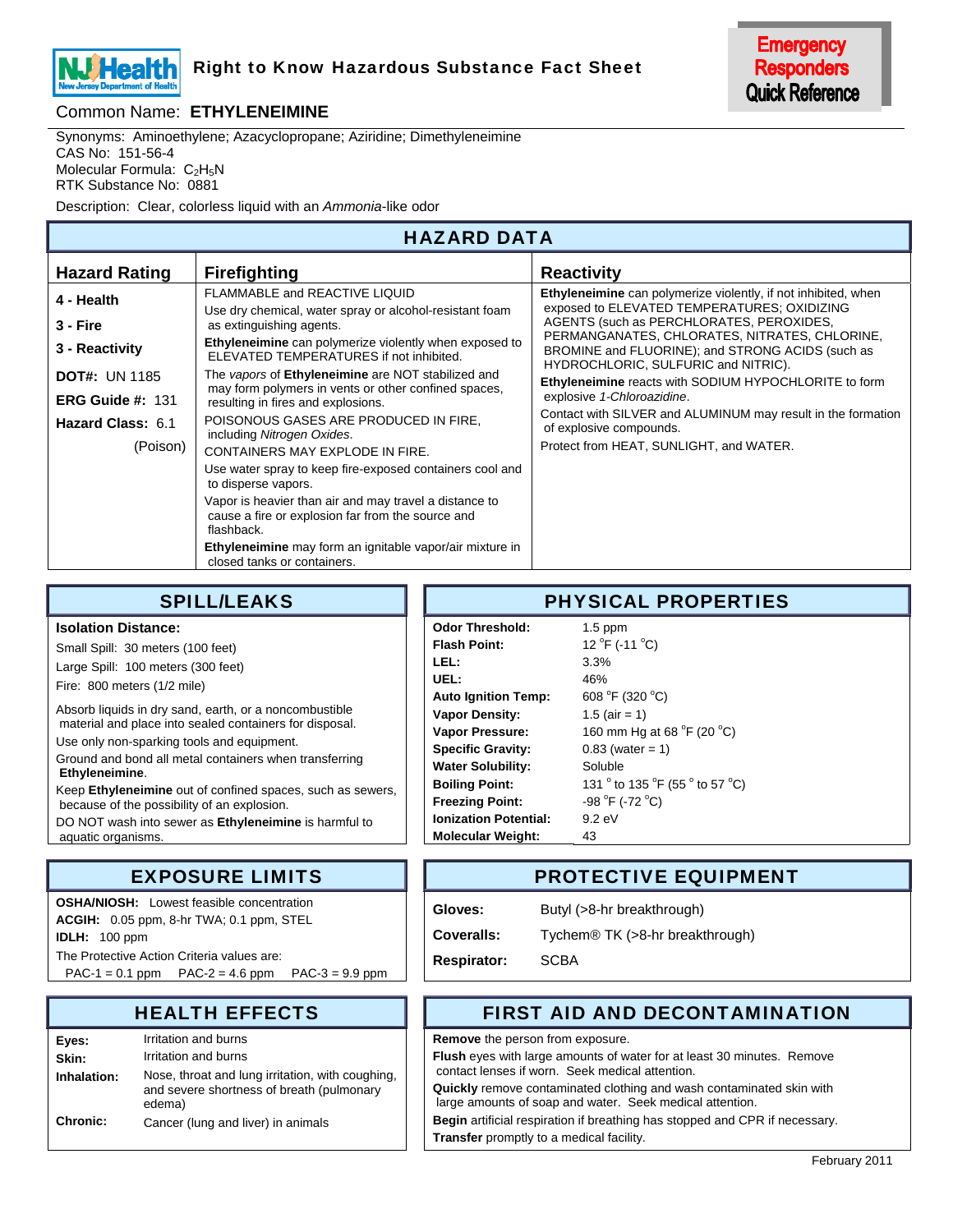**Right to Know Hazardous Substance Fact Sheet**

**Emergency Responders Quick Reference**

Common Name: **ETHYLENEIMINE**

Synonyms: Aminoethylene; Azacyclopropane; Aziridine; Dimethyleneimine
CAS No: 151-56-4
Molecular Formula: $C_2H_5N$
RTK Substance No: 0881

Description: Clear, colorless liquid with an *Ammonia*-like odor

## HAZARD DATA

| Hazard Rating | Firefighting | Reactivity |
|---|---|---|
| **4 - Health**<br>**3 - Fire**<br>**3 - Reactivity**<br>**DOT#:** UN 1185<br>**ERG Guide #:** 131<br>**Hazard Class:** 6.1 (Poison) | FLAMMABLE and REACTIVE LIQUID<br>Use dry chemical, water spray or alcohol-resistant foam as extinguishing agents.<br>**Ethyleneimine** can polymerize violently when exposed to ELEVATED TEMPERATURES if not inhibited.<br>The *vapors* of **Ethyleneimine** are NOT stabilized and may form polymers in vents or other confined spaces, resulting in fires and explosions.<br>POISONOUS GASES ARE PRODUCED IN FIRE, including *Nitrogen Oxides*.<br>CONTAINERS MAY EXPLODE IN FIRE.<br>Use water spray to keep fire-exposed containers cool and to disperse vapors.<br>Vapor is heavier than air and may travel a distance to cause a fire or explosion far from the source and flashback.<br>**Ethyleneimine** may form an ignitable vapor/air mixture in closed tanks or containers. | **Ethyleneimine** can polymerize violently, if not inhibited, when exposed to ELEVATED TEMPERATURES; OXIDIZING AGENTS (such as PERCHLORATES, PEROXIDES, PERMANGANATES, CHLORATES, NITRATES, CHLORINE, BROMINE and FLUORINE); and STRONG ACIDS (such as HYDROCHLORIC, SULFURIC and NITRIC).<br>**Ethyleneimine** reacts with SODIUM HYPOCHLORITE to form explosive *1-Chloroazidine*.<br>Contact with SILVER and ALUMINUM may result in the formation of explosive compounds.<br>Protect from HEAT, SUNLIGHT, and WATER. |

## SPILL/LEAKS

**Isolation Distance:**

Small Spill: 30 meters (100 feet)

Large Spill: 100 meters (300 feet)

Fire: 800 meters (1/2 mile)

Absorb liquids in dry sand, earth, or a noncombustible material and place into sealed containers for disposal.

Use only non-sparking tools and equipment.

Ground and bond all metal containers when transferring **Ethyleneimine**.

Keep **Ethyleneimine** out of confined spaces, such as sewers, because of the possibility of an explosion.

DO NOT wash into sewer as **Ethyleneimine** is harmful to aquatic organisms.

## PHYSICAL PROPERTIES

| | |
|---|---|
| **Odor Threshold:** | 1.5 ppm |
| **Flash Point:** | 12 °F (-11 °C) |
| **LEL:** | 3.3% |
| **UEL:** | 46% |
| **Auto Ignition Temp:** | 608 °F (320 °C) |
| **Vapor Density:** | 1.5 (air = 1) |
| **Vapor Pressure:** | 160 mm Hg at 68 °F (20 °C) |
| **Specific Gravity:** | 0.83 (water = 1) |
| **Water Solubility:** | Soluble |
| **Boiling Point:** | 131 ° to 135 °F (55 ° to 57 °C) |
| **Freezing Point:** | -98 °F (-72 °C) |
| **Ionization Potential:** | 9.2 eV |
| **Molecular Weight:** | 43 |

## EXPOSURE LIMITS

**OSHA/NIOSH:** Lowest feasible concentration

**ACGIH:** 0.05 ppm, 8-hr TWA; 0.1 ppm, STEL

**IDLH:** 100 ppm

The Protective Action Criteria values are:

PAC-1 = 0.1 ppm PAC-2 = 4.6 ppm PAC-3 = 9.9 ppm

## PROTECTIVE EQUIPMENT

| | |
|---|---|
| **Gloves:** | Butyl (>8-hr breakthrough) |
| **Coveralls:** | Tychem® TK (>8-hr breakthrough) |
| **Respirator:** | SCBA |

## HEALTH EFFECTS

| | |
|---|---|
| **Eyes:** | Irritation and burns |
| **Skin:** | Irritation and burns |
| **Inhalation:** | Nose, throat and lung irritation, with coughing, and severe shortness of breath (pulmonary edema) |
| **Chronic:** | Cancer (lung and liver) in animals |

## FIRST AID AND DECONTAMINATION

**Remove** the person from exposure.

**Flush** eyes with large amounts of water for at least 30 minutes. Remove contact lenses if worn. Seek medical attention.

**Quickly** remove contaminated clothing and wash contaminated skin with large amounts of soap and water. Seek medical attention.

**Begin** artificial respiration if breathing has stopped and CPR if necessary.

**Transfer** promptly to a medical facility.

February 2011